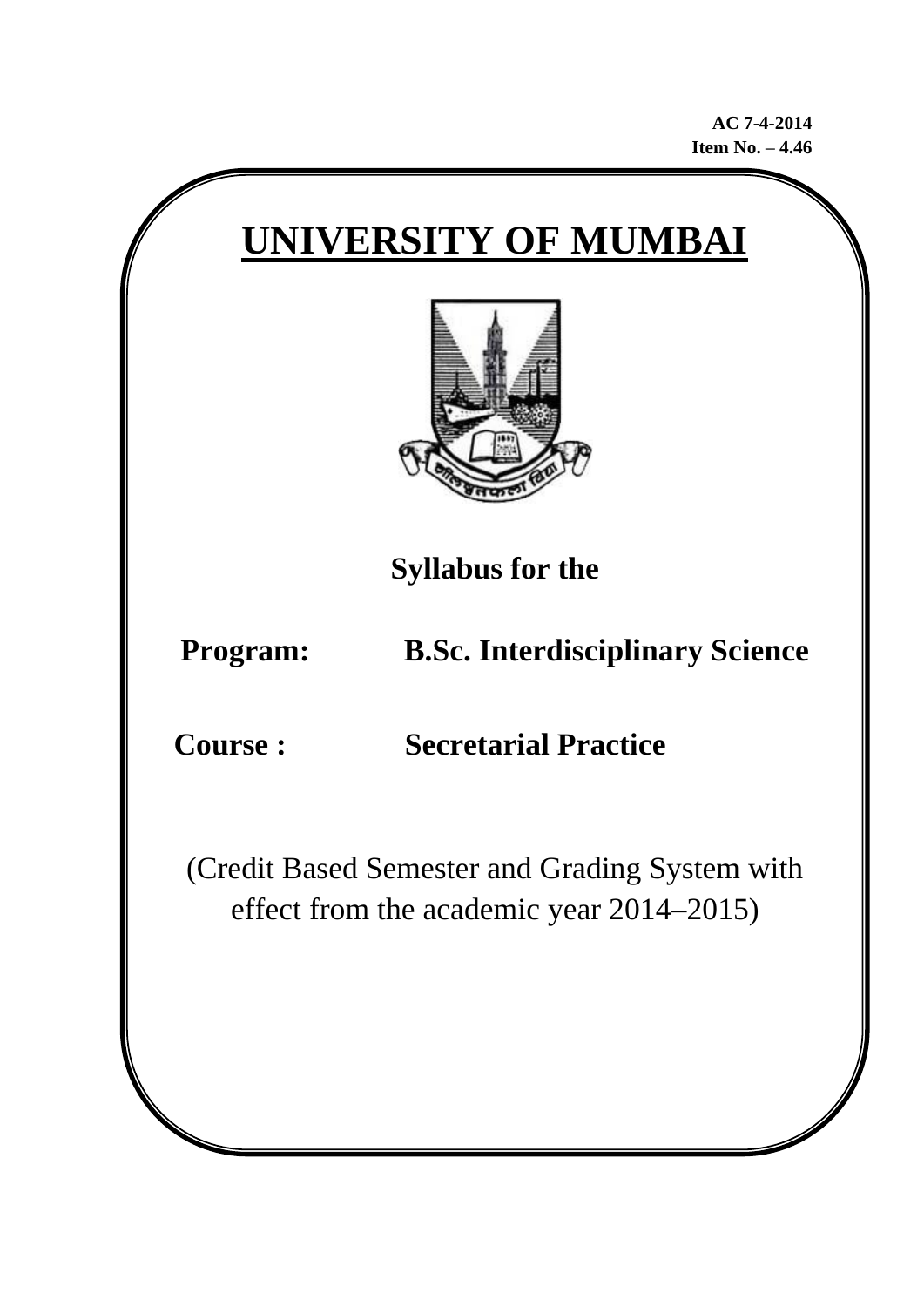**AC 7-4-2014**
**Item No. – 4.46**

# UNIVERSITY OF MUMBAI

**Syllabus for the**

**Program: B.Sc. Interdisciplinary Science**

**Course : Secretarial Practice**

(Credit Based Semester and Grading System with effect from the academic year 2014–2015)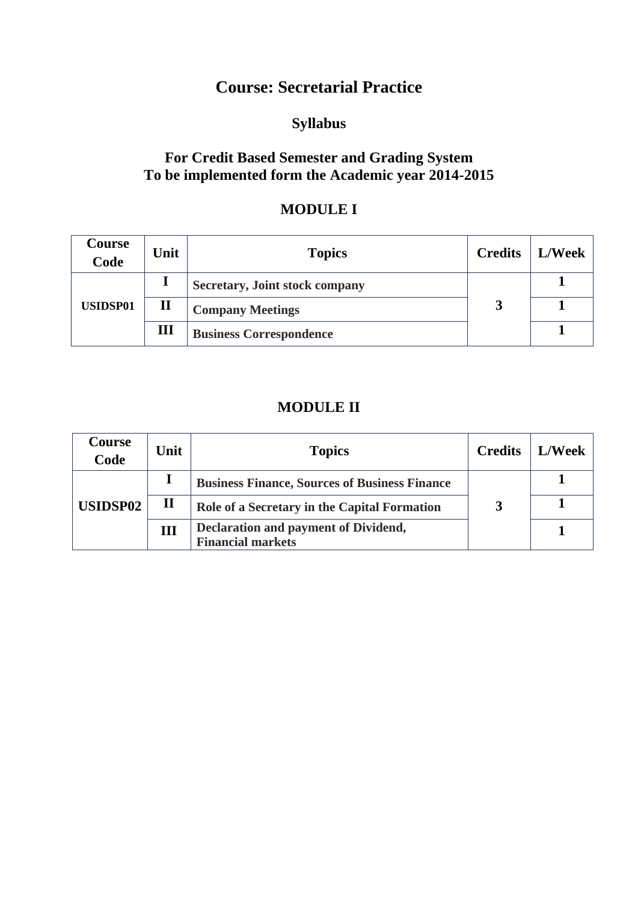# Course: Secretarial Practice

## Syllabus

## For Credit Based Semester and Grading System
## To be implemented form the Academic year 2014-2015

## MODULE I

| Course Code | Unit | Topics | Credits | L/Week |
|---|---|---|---|---|
| **USIDSP01** | **I** | **Secretary, Joint stock company** | **3** | **1** |
| | **II** | **Company Meetings** | | **1** |
| | **III** | **Business Correspondence** | | **1** |

## MODULE II

| Course Code | Unit | Topics | Credits | L/Week |
|---|---|---|---|---|
| **USIDSP02** | **I** | **Business Finance, Sources of Business Finance** | **3** | **1** |
| | **II** | **Role of a Secretary in the Capital Formation** | | **1** |
| | **III** | **Declaration and payment of Dividend, Financial markets** | | **1** |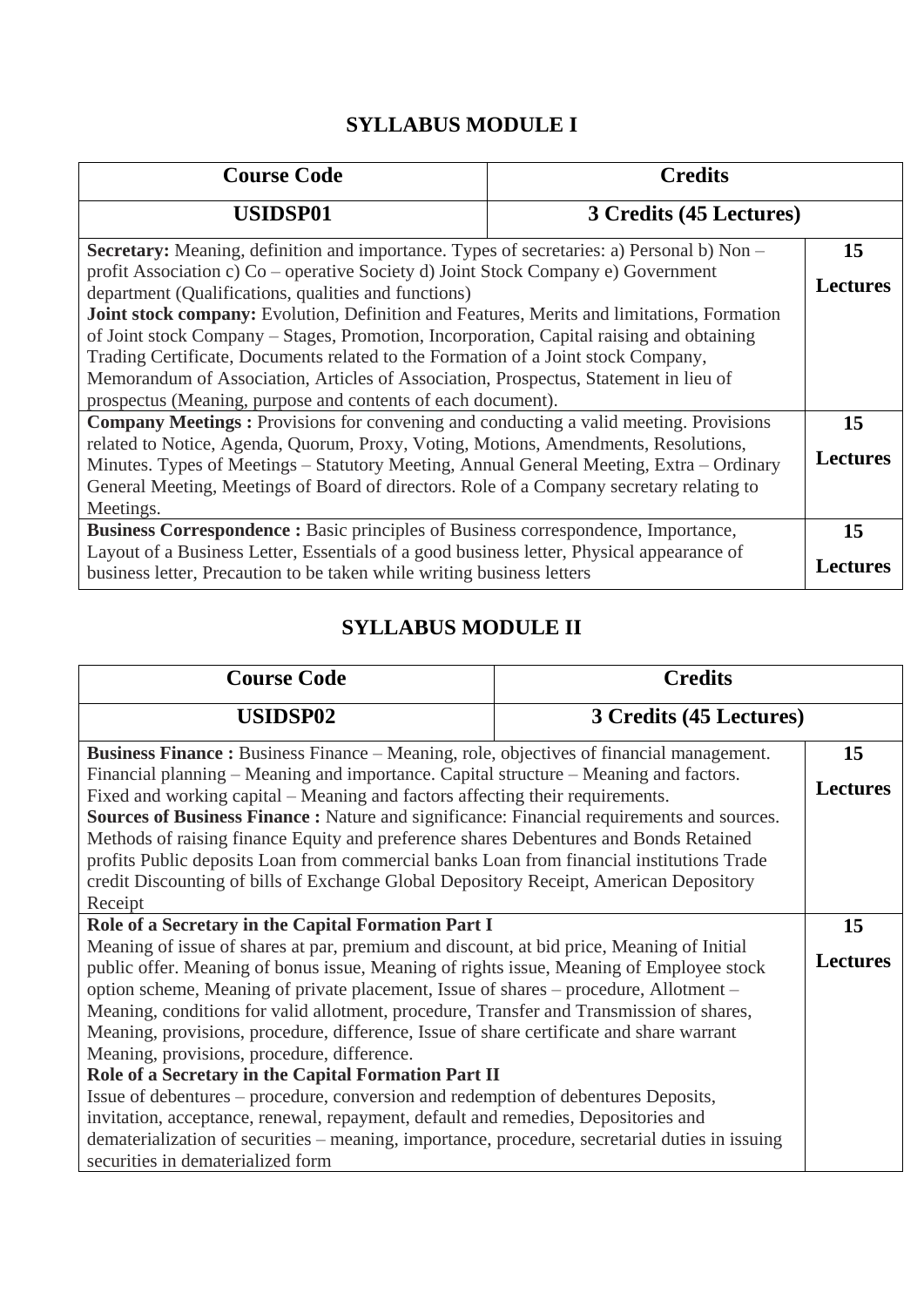## SYLLABUS MODULE I

| Course Code | Credits |
|---|---|
| USIDSP01 | 3 Credits (45 Lectures) |

| Content | Lectures |
|---|---|
| **Secretary:** Meaning, definition and importance. Types of secretaries: a) Personal b) Non – profit Association c) Co – operative Society d) Joint Stock Company e) Government department (Qualifications, qualities and functions)<br>**Joint stock company:** Evolution, Definition and Features, Merits and limitations, Formation of Joint stock Company – Stages, Promotion, Incorporation, Capital raising and obtaining Trading Certificate, Documents related to the Formation of a Joint stock Company, Memorandum of Association, Articles of Association, Prospectus, Statement in lieu of prospectus (Meaning, purpose and contents of each document). | **15 Lectures** |
| **Company Meetings :** Provisions for convening and conducting a valid meeting. Provisions related to Notice, Agenda, Quorum, Proxy, Voting, Motions, Amendments, Resolutions, Minutes. Types of Meetings – Statutory Meeting, Annual General Meeting, Extra – Ordinary General Meeting, Meetings of Board of directors. Role of a Company secretary relating to Meetings. | **15 Lectures** |
| **Business Correspondence :** Basic principles of Business correspondence, Importance, Layout of a Business Letter, Essentials of a good business letter, Physical appearance of business letter, Precaution to be taken while writing business letters | **15 Lectures** |

## SYLLABUS MODULE II

| Course Code | Credits |
|---|---|
| USIDSP02 | 3 Credits (45 Lectures) |

| Content | Lectures |
|---|---|
| **Business Finance :** Business Finance – Meaning, role, objectives of financial management. Financial planning – Meaning and importance. Capital structure – Meaning and factors. Fixed and working capital – Meaning and factors affecting their requirements.<br>**Sources of Business Finance :** Nature and significance: Financial requirements and sources. Methods of raising finance Equity and preference shares Debentures and Bonds Retained profits Public deposits Loan from commercial banks Loan from financial institutions Trade credit Discounting of bills of Exchange Global Depository Receipt, American Depository Receipt | **15 Lectures** |
| **Role of a Secretary in the Capital Formation Part I**<br>Meaning of issue of shares at par, premium and discount, at bid price, Meaning of Initial public offer. Meaning of bonus issue, Meaning of rights issue, Meaning of Employee stock option scheme, Meaning of private placement, Issue of shares – procedure, Allotment – Meaning, conditions for valid allotment, procedure, Transfer and Transmission of shares, Meaning, provisions, procedure, difference, Issue of share certificate and share warrant Meaning, provisions, procedure, difference.<br>**Role of a Secretary in the Capital Formation Part II**<br>Issue of debentures – procedure, conversion and redemption of debentures Deposits, invitation, acceptance, renewal, repayment, default and remedies, Depositories and dematerialization of securities – meaning, importance, procedure, secretarial duties in issuing securities in dematerialized form | **15 Lectures** |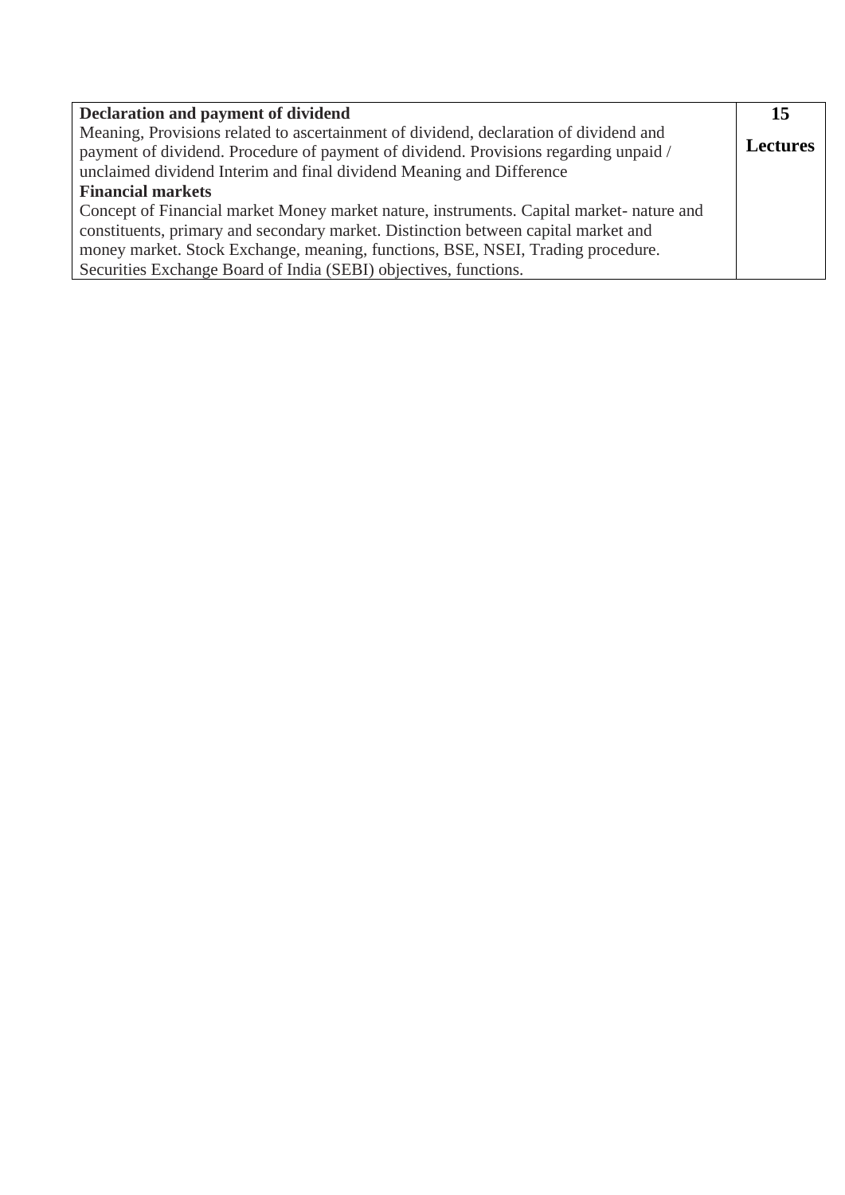| | |
|---|---|
| **Declaration and payment of dividend**<br>Meaning, Provisions related to ascertainment of dividend, declaration of dividend and payment of dividend. Procedure of payment of dividend. Provisions regarding unpaid / unclaimed dividend Interim and final dividend Meaning and Difference<br>**Financial markets**<br>Concept of Financial market Money market nature, instruments. Capital market- nature and constituents, primary and secondary market. Distinction between capital market and money market. Stock Exchange, meaning, functions, BSE, NSEI, Trading procedure. Securities Exchange Board of India (SEBI) objectives, functions. | **15**<br>**Lectures** |